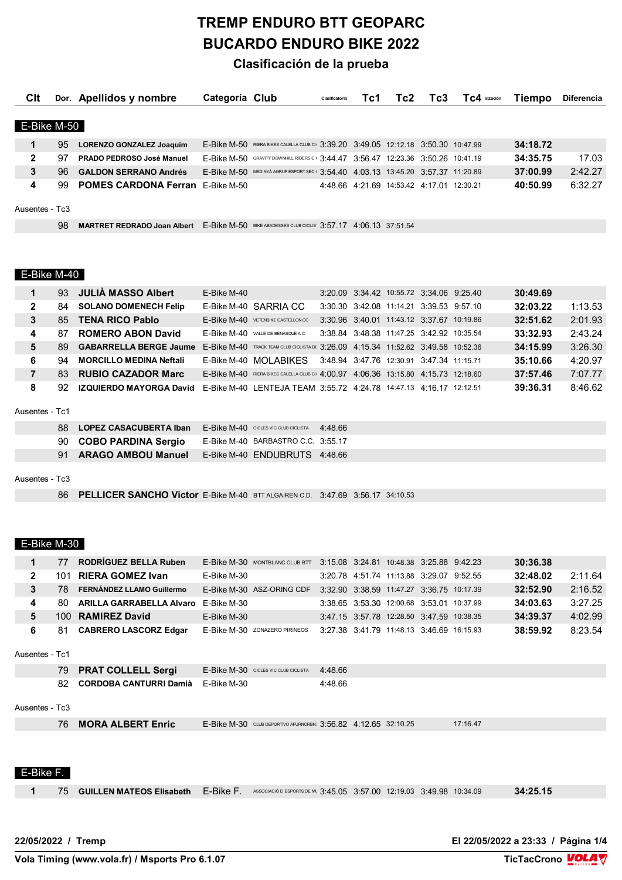# TREMP ENDURO BTT GEOPARC

# BUCARDO ENDURO BIKE 2022

## Clasificación de la prueba

| Clt | Dor. | Apellidos y nombre | Categoría | Club | Clasificatoria | Tc1 | Tc2 | Tc3 | Tc4 | Tiempo | Diferencia |
|---|---|---|---|---|---|---|---|---|---|---|---|
| **E-Bike M-50** | | | | | | | | | | | |
| 1 | 95 | **LORENZO GONZALEZ Joaquim** | E-Bike M-50 | RIERA BIKES CALELLA CLUB CI | 3:39.20 | 3:49.05 | 12:12.18 | 3:50.30 | 10:47.99 | **34:18.72** | |
| 2 | 97 | **PRADO PEDROSO José Manuel** | E-Bike M-50 | GRAVITY DOWNHILL RIDERS C | 3:44.47 | 3:56.47 | 12:23.36 | 3:50.26 | 10:41.19 | **34:35.75** | 17.03 |
| 3 | 96 | **GALDON SERRANO Andrés** | E-Bike M-50 | MEDINYÀ AGRUP.ESPORT.SEC. | 3:54.40 | 4:03.13 | 13:45.20 | 3:57.37 | 11:20.89 | **37:00.99** | 2:42.27 |
| 4 | 99 | **POMES CARDONA Ferran** | E-Bike M-50 | | 4:48.66 | 4:21.69 | 14:53.42 | 4:17.01 | 12:30.21 | **40:50.99** | 6:32.27 |
| Ausentes - Tc3 | | | | | | | | | | | |
| | 98 | **MARTRET REDRADO Joan Albert** | E-Bike M-50 | BIKE ABADESSES CLUB CICLIS | 3:57.17 | 4:06.13 | 37:51.54 | | | | |
| **E-Bike M-40** | | | | | | | | | | | |
| 1 | 93 | **JULIÀ MASSO Albert** | E-Bike M-40 | | 3:20.09 | 3:34.42 | 10:55.72 | 3:34.06 | 9:25.40 | **30:49.69** | |
| 2 | 84 | **SOLANO DOMENECH Felip** | E-Bike M-40 | SARRIA CC | 3:30.30 | 3:42.08 | 11:14.21 | 3:39.53 | 9:57.10 | **32:03.22** | 1:13.53 |
| 3 | 85 | **TENA RICO Pablo** | E-Bike M-40 | VETENBIKE CASTELLON CC | 3:30.96 | 3:40.01 | 11:43.12 | 3:37.67 | 10:19.86 | **32:51.62** | 2:01.93 |
| 4 | 87 | **ROMERO ABON David** | E-Bike M-40 | VALLE DE BENASQUE A.C. | 3:38.84 | 3:48.38 | 11:47.25 | 3:42.92 | 10:35.54 | **33:32.93** | 2:43.24 |
| 5 | 89 | **GABARRELLA BERGE Jaume** | E-Bike M-40 | TRACK TEAM CLUB CICLISTA BE | 3:26.09 | 4:15.34 | 11:52.62 | 3:49.58 | 10:52.36 | **34:15.99** | 3:26.30 |
| 6 | 94 | **MORCILLO MEDINA Neftali** | E-Bike M-40 | MOLABIKES | 3:48.94 | 3:47.76 | 12:30.91 | 3:47.34 | 11:15.71 | **35:10.66** | 4:20.97 |
| 7 | 83 | **RUBIO CAZADOR Marc** | E-Bike M-40 | RIERA BIKES CALELLA CLUB CI | 4:00.97 | 4:06.36 | 13:15.80 | 4:15.73 | 12:18.60 | **37:57.46** | 7:07.77 |
| 8 | 92 | **IZQUIERDO MAYORGA David** | E-Bike M-40 | LENTEJA TEAM | 3:55.72 | 4:24.78 | 14:47.13 | 4:16.17 | 12:12.51 | **39:36.31** | 8:46.62 |
| Ausentes - Tc1 | | | | | | | | | | | |
| | 88 | **LOPEZ CASACUBERTA Iban** | E-Bike M-40 | CICLES VIC CLUB CICLISTA | 4:48.66 | | | | | | |
| | 90 | **COBO PARDINA Sergio** | E-Bike M-40 | BARBASTRO C.C. | 3:55.17 | | | | | | |
| | 91 | **ARAGO AMBOU Manuel** | E-Bike M-40 | ENDUBRUTS | 4:48.66 | | | | | | |
| Ausentes - Tc3 | | | | | | | | | | | |
| | 86 | **PELLICER SANCHO Victor** | E-Bike M-40 | BTT ALGAIREN C.D. | 3:47.69 | 3:56.17 | 34:10.53 | | | | |
| **E-Bike M-30** | | | | | | | | | | | |
| 1 | 77 | **RODRÍGUEZ BELLA Ruben** | E-Bike M-30 | MONTBLANC CLUB BTT | 3:15.08 | 3:24.81 | 10:48.38 | 3:25.88 | 9:42.23 | **30:36.38** | |
| 2 | 101 | **RIERA GOMEZ Ivan** | E-Bike M-30 | | 3:20.78 | 4:51.74 | 11:13.88 | 3:29.07 | 9:52.55 | **32:48.02** | 2:11.64 |
| 3 | 78 | **FERNÁNDEZ LLAMO Guillermo** | E-Bike M-30 | ASZ-ORING CDF | 3:32.90 | 3:38.59 | 11:47.27 | 3:36.75 | 10:17.39 | **32:52.90** | 2:16.52 |
| 4 | 80 | **ARILLA GARRABELLA Alvaro** | E-Bike M-30 | | 3:38.65 | 3:53.30 | 12:00.68 | 3:53.01 | 10:37.99 | **34:03.63** | 3:27.25 |
| 5 | 100 | **RAMIREZ David** | E-Bike M-30 | | 3:47.15 | 3:57.78 | 12:28.50 | 3:47.59 | 10:38.35 | **34:39.37** | 4:02.99 |
| 6 | 81 | **CABRERO LASCORZ Edgar** | E-Bike M-30 | ZONAZERO PIRINEOS | 3:27.38 | 3:41.79 | 11:48.13 | 3:46.69 | 16:15.93 | **38:59.92** | 8:23.54 |
| Ausentes - Tc1 | | | | | | | | | | | |
| | 79 | **PRAT COLLELL Sergi** | E-Bike M-30 | CICLES VIC CLUB CICLISTA | 4:48.66 | | | | | | |
| | 82 | **CORDOBA CANTURRI Damià** | E-Bike M-30 | | 4:48.66 | | | | | | |
| Ausentes - Tc3 | | | | | | | | | | | |
| | 76 | **MORA ALBERT Enric** | E-Bike M-30 | CLUB DEPORTIVO AFURNORBIK | 3:56.82 | 4:12.65 | 32:10.25 | | 17:16.47 | | |
| **E-Bike F.** | | | | | | | | | | | |
| 1 | 75 | **GUILLEN MATEOS Elisabeth** | E-Bike F. | ASSOCIACIÓ D'ESPORTS DE M | 3:45.05 | 3:57.00 | 12:19.03 | 3:49.98 | 10:34.09 | **34:25.15** | |

**22/05/2022 / Tremp** — **El 22/05/2022 a 23:33**

**Vola Timing (www.vola.fr) / Msports Pro 6.1.07** — **TicTacCrono**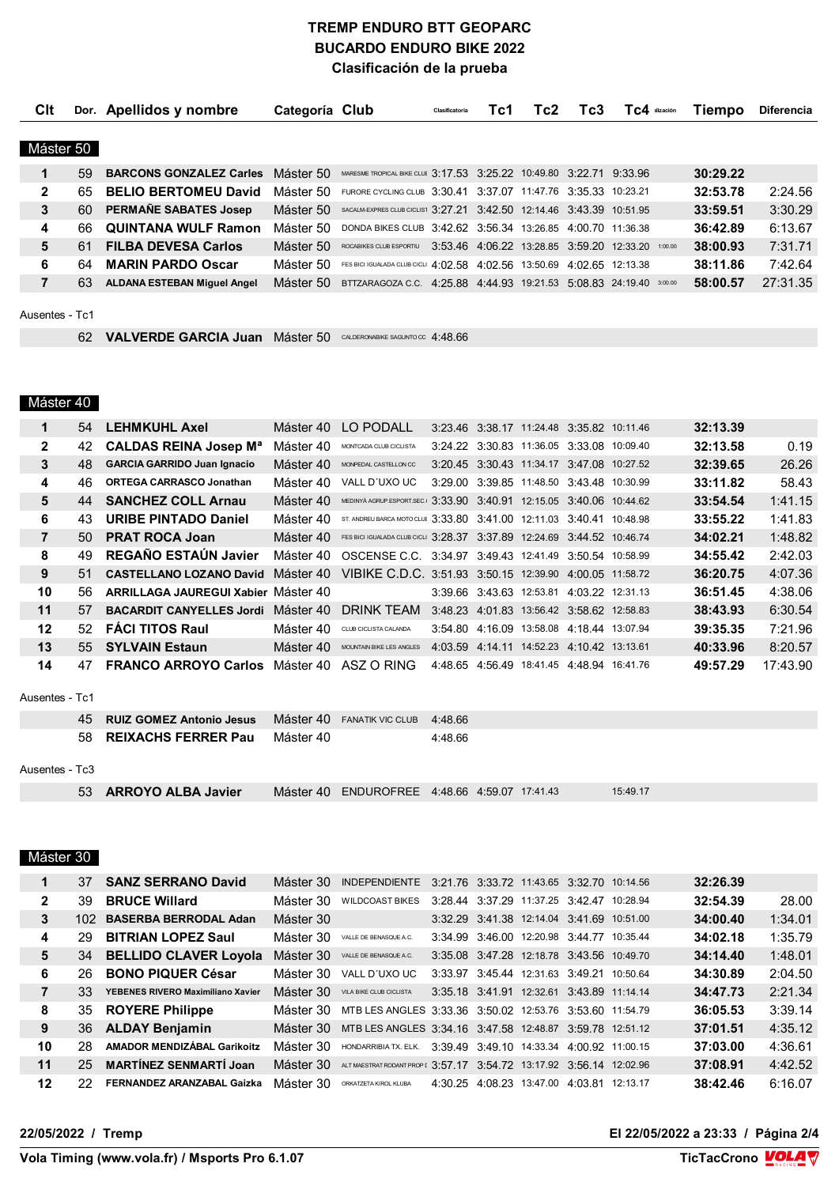# TREMP ENDURO BTT GEOPARC
# BUCARDO ENDURO BIKE 2022
## Clasificación de la prueba

### Máster 50

| Clt | Dor. | Apellidos y nombre | Categoría | Club | Clasificatoria | Tc1 | Tc2 | Tc3 | Tc4 | Penalización | Tiempo | Diferencia |
|---|---|---|---|---|---|---|---|---|---|---|---|---|
| 1 | 59 | BARCONS GONZALEZ Carles | Máster 50 | MARESME TROPICAL BIKE CLUB | 3:17.53 | 3:25.22 | 10:49.80 | 3:22.71 | 9:33.96 | | 30:29.22 | |
| 2 | 65 | BELIO BERTOMEU David | Máster 50 | FURORE CYCLING CLUB | 3:30.41 | 3:37.07 | 11:47.76 | 3:35.33 | 10:23.21 | | 32:53.78 | 2:24.56 |
| 3 | 60 | PERMAÑE SABATES Josep | Máster 50 | SACALM-EXPRES CLUB CICLIST | 3:27.21 | 3:42.50 | 12:14.46 | 3:43.39 | 10:51.95 | | 33:59.51 | 3:30.29 |
| 4 | 66 | QUINTANA WULF Ramon | Máster 50 | DONDA BIKES CLUB | 3:42.62 | 3:56.34 | 13:26.85 | 4:00.70 | 11:36.38 | | 36:42.89 | 6:13.67 |
| 5 | 61 | FILBA DEVESA Carlos | Máster 50 | ROCABIKES CLUB ESPORTIU | 3:53.46 | 4:06.22 | 13:28.85 | 3:59.20 | 12:33.20 | 1:00.00 | 38:00.93 | 7:31.71 |
| 6 | 64 | MARIN PARDO Oscar | Máster 50 | FES BICI IGUALADA CLUB CICLI | 4:02.58 | 4:02.56 | 13:50.69 | 4:02.65 | 12:13.38 | | 38:11.86 | 7:42.64 |
| 7 | 63 | ALDANA ESTEBAN Miguel Angel | Máster 50 | BTTZARAGOZA C.C. | 4:25.88 | 4:44.93 | 19:21.53 | 5:08.83 | 24:19.40 | 3:00.00 | 58:00.57 | 27:31.35 |

Ausentes - Tc1

| Clt | Dor. | Apellidos y nombre | Categoría | Club | Clasificatoria | Tc1 | Tc2 | Tc3 | Tc4 | Penalización | Tiempo | Diferencia |
|---|---|---|---|---|---|---|---|---|---|---|---|---|
| | 62 | VALVERDE GARCIA Juan | Máster 50 | CALDERONABIKE SAGUNTO CC | 4:48.66 | | | | | | | |

### Máster 40

| Clt | Dor. | Apellidos y nombre | Categoría | Club | Clasificatoria | Tc1 | Tc2 | Tc3 | Tc4 | Penalización | Tiempo | Diferencia |
|---|---|---|---|---|---|---|---|---|---|---|---|---|
| 1 | 54 | LEHMKUHL Axel | Máster 40 | LO PODALL | 3:23.46 | 3:38.17 | 11:24.48 | 3:35.82 | 10:11.46 | | 32:13.39 | |
| 2 | 42 | CALDAS REINA Josep Mª | Máster 40 | MONTCADA CLUB CICLISTA | 3:24.22 | 3:30.83 | 11:36.05 | 3:33.08 | 10:09.40 | | 32:13.58 | 0.19 |
| 3 | 48 | GARCIA GARRIDO Juan Ignacio | Máster 40 | MONPEDAL CASTELLON CC | 3:20.45 | 3:30.43 | 11:34.17 | 3:47.08 | 10:27.52 | | 32:39.65 | 26.26 |
| 4 | 46 | ORTEGA CARRASCO Jonathan | Máster 40 | VALL D´UXO UC | 3:29.00 | 3:39.85 | 11:48.50 | 3:43.48 | 10:30.99 | | 33:11.82 | 58.43 |
| 5 | 44 | SANCHEZ COLL Arnau | Máster 40 | MEDINYÀ AGRUP.ESPORT.SEC. | 3:33.90 | 3:40.91 | 12:15.05 | 3:40.06 | 10:44.62 | | 33:54.54 | 1:41.15 |
| 6 | 43 | URIBE PINTADO Daniel | Máster 40 | ST. ANDREU BARCA MOTO CLUB | 3:33.80 | 3:41.00 | 12:11.03 | 3:40.41 | 10:48.98 | | 33:55.22 | 1:41.83 |
| 7 | 50 | PRAT ROCA Joan | Máster 40 | FES BICI IGUALADA CLUB CICLI | 3:28.37 | 3:37.89 | 12:24.69 | 3:44.52 | 10:46.74 | | 34:02.21 | 1:48.82 |
| 8 | 49 | REGAÑO ESTAÚN Javier | Máster 40 | OSCENSE C.C. | 3:34.97 | 3:49.43 | 12:41.49 | 3:50.54 | 10:58.99 | | 34:55.42 | 2:42.03 |
| 9 | 51 | CASTELLANO LOZANO David | Máster 40 | VIBIKE C.D.C. | 3:51.93 | 3:50.15 | 12:39.90 | 4:00.05 | 11:58.72 | | 36:20.75 | 4:07.36 |
| 10 | 56 | ARRILLAGA JAUREGUI Xabier | Máster 40 | | 3:39.66 | 3:43.63 | 12:53.81 | 4:03.22 | 12:31.13 | | 36:51.45 | 4:38.06 |
| 11 | 57 | BACARDIT CANYELLES Jordi | Máster 40 | DRINK TEAM | 3:48.23 | 4:01.83 | 13:56.42 | 3:58.62 | 12:58.83 | | 38:43.93 | 6:30.54 |
| 12 | 52 | FÁCI TITOS Raul | Máster 40 | CLUB CICLISTA CALANDA | 3:54.80 | 4:16.09 | 13:58.08 | 4:18.44 | 13:07.94 | | 39:35.35 | 7:21.96 |
| 13 | 55 | SYLVAIN Estaun | Máster 40 | MOUNTAIN BIKE LES ANGLES | 4:03.59 | 4:14.11 | 14:52.23 | 4:10.42 | 13:13.61 | | 40:33.96 | 8:20.57 |
| 14 | 47 | FRANCO ARROYO Carlos | Máster 40 | ASZ O RING | 4:48.65 | 4:56.49 | 18:41.45 | 4:48.94 | 16:41.76 | | 49:57.29 | 17:43.90 |

Ausentes - Tc1

| Clt | Dor. | Apellidos y nombre | Categoría | Club | Clasificatoria | Tc1 | Tc2 | Tc3 | Tc4 | Penalización | Tiempo | Diferencia |
|---|---|---|---|---|---|---|---|---|---|---|---|---|
| | 45 | RUIZ GOMEZ Antonio Jesus | Máster 40 | FANATIK VIC CLUB | 4:48.66 | | | | | | | |
| | 58 | REIXACHS FERRER Pau | Máster 40 | | 4:48.66 | | | | | | | |

Ausentes - Tc3

| Clt | Dor. | Apellidos y nombre | Categoría | Club | Clasificatoria | Tc1 | Tc2 | Tc3 | Tc4 | Penalización | Tiempo | Diferencia |
|---|---|---|---|---|---|---|---|---|---|---|---|---|
| | 53 | ARROYO ALBA Javier | Máster 40 | ENDUROFREE | 4:48.66 | 4:59.07 | 17:41.43 | | 15:49.17 | | | |

### Máster 30

| Clt | Dor. | Apellidos y nombre | Categoría | Club | Clasificatoria | Tc1 | Tc2 | Tc3 | Tc4 | Penalización | Tiempo | Diferencia |
|---|---|---|---|---|---|---|---|---|---|---|---|---|
| 1 | 37 | SANZ SERRANO David | Máster 30 | INDEPENDIENTE | 3:21.76 | 3:33.72 | 11:43.65 | 3:32.70 | 10:14.56 | | 32:26.39 | |
| 2 | 39 | BRUCE Willard | Máster 30 | WILDCOAST BIKES | 3:28.44 | 3:37.29 | 11:37.25 | 3:42.47 | 10:28.94 | | 32:54.39 | 28.00 |
| 3 | 102 | BASERBA BERRODAL Adan | Máster 30 | | 3:32.29 | 3:41.38 | 12:14.04 | 3:41.69 | 10:51.00 | | 34:00.40 | 1:34.01 |
| 4 | 29 | BITRIAN LOPEZ Saul | Máster 30 | VALLE DE BENASQUE A.C. | 3:34.99 | 3:46.00 | 12:20.98 | 3:44.77 | 10:35.44 | | 34:02.18 | 1:35.79 |
| 5 | 34 | BELLIDO CLAVER Loyola | Máster 30 | VALLE DE BENASQUE A.C. | 3:35.08 | 3:47.28 | 12:18.78 | 3:43.56 | 10:49.70 | | 34:14.40 | 1:48.01 |
| 6 | 26 | BONO PIQUER César | Máster 30 | VALL D´UXO UC | 3:33.97 | 3:45.44 | 12:31.63 | 3:49.21 | 10:50.64 | | 34:30.89 | 2:04.50 |
| 7 | 33 | YEBENES RIVERO Maximiliano Xavier | Máster 30 | VILA BIKE CLUB CICLISTA | 3:35.18 | 3:41.91 | 12:32.61 | 3:43.89 | 11:14.14 | | 34:47.73 | 2:21.34 |
| 8 | 35 | ROYERE Philippe | Máster 30 | MTB LES ANGLES | 3:33.36 | 3:50.02 | 12:53.76 | 3:53.60 | 11:54.79 | | 36:05.53 | 3:39.14 |
| 9 | 36 | ALDAY Benjamin | Máster 30 | MTB LES ANGLES | 3:34.16 | 3:47.58 | 12:48.87 | 3:59.78 | 12:51.12 | | 37:01.51 | 4:35.12 |
| 10 | 28 | AMADOR MENDIZÁBAL Garikoitz | Máster 30 | HONDARRIBIA TX. ELK. | 3:39.49 | 3:49.10 | 14:33.34 | 4:00.92 | 11:00.15 | | 37:03.00 | 4:36.61 |
| 11 | 25 | MARTÍNEZ SENMARTÍ Joan | Máster 30 | ALT MAESTRAT RODANT PROP | 3:57.17 | 3:54.72 | 13:17.92 | 3:56.14 | 12:02.96 | | 37:08.91 | 4:42.52 |
| 12 | 22 | FERNANDEZ ARANZABAL Gaizka | Máster 30 | ORKATZETA KIROL KLUBA | 4:30.25 | 4:08.23 | 13:47.00 | 4:03.81 | 12:13.17 | | 38:42.46 | 6:16.07 |

22/05/2022 / Tremp — El 22/05/2022 a 23:33

Vola Timing (www.vola.fr) / Msports Pro 6.1.07 — TicTacCrono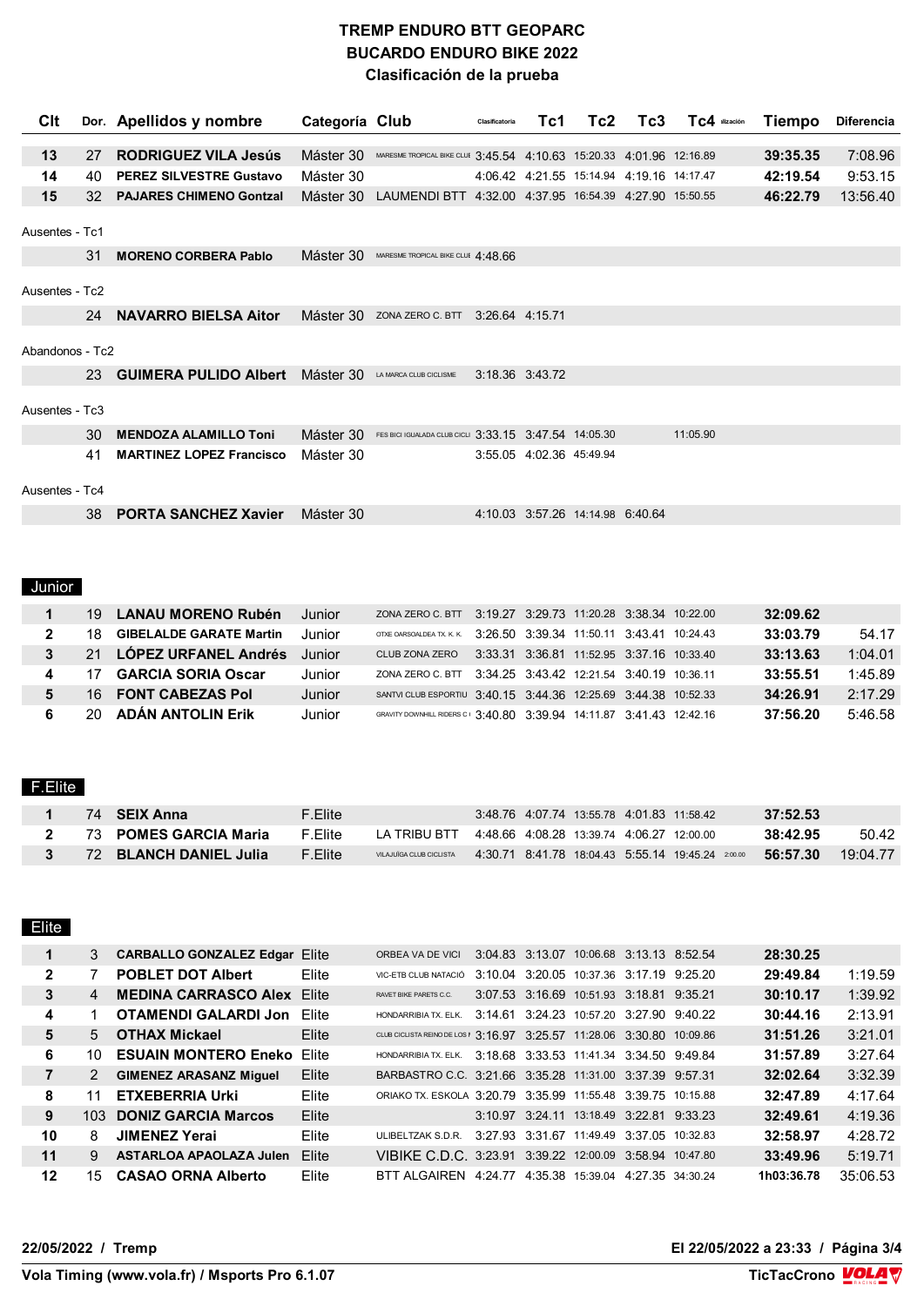# TREMP ENDURO BTT GEOPARC
## BUCARDO ENDURO BIKE 2022
### Clasificación de la prueba

| Clt | Dor. | Apellidos y nombre | Categoría | Club | Clasificatoria | Tc1 | Tc2 | Tc3 | Tc4 | alización | Tiempo | Diferencia |
|---|---|---|---|---|---|---|---|---|---|---|---|---|
| 13 | 27 | **RODRIGUEZ VILA Jesús** | Máster 30 | MARESME TROPICAL BIKE CLUB | 3:45.54 | 4:10.63 | 15:20.33 | 4:01.96 | 12:16.89 | | **39:35.35** | 7:08.96 |
| 14 | 40 | **PEREZ SILVESTRE Gustavo** | Máster 30 | | 4:06.42 | 4:21.55 | 15:14.94 | 4:19.16 | 14:17.47 | | **42:19.54** | 9:53.15 |
| 15 | 32 | **PAJARES CHIMENO Gontzal** | Máster 30 | LAUMENDI BTT | 4:32.00 | 4:37.95 | 16:54.39 | 4:27.90 | 15:50.55 | | **46:22.79** | 13:56.40 |
| Ausentes - Tc1 | | | | | | | | | | | | |
| | 31 | **MORENO CORBERA Pablo** | Máster 30 | MARESME TROPICAL BIKE CLUB | 4:48.66 | | | | | | | |
| Ausentes - Tc2 | | | | | | | | | | | | |
| | 24 | **NAVARRO BIELSA Aitor** | Máster 30 | ZONA ZERO C. BTT | 3:26.64 | 4:15.71 | | | | | | |
| Abandonos - Tc2 | | | | | | | | | | | | |
| | 23 | **GUIMERA PULIDO Albert** | Máster 30 | LA MARCA CLUB CICLISME | 3:18.36 | 3:43.72 | | | | | | |
| Ausentes - Tc3 | | | | | | | | | | | | |
| | 30 | **MENDOZA ALAMILLO Toni** | Máster 30 | FES BICI IGUALADA CLUB CICLI | 3:33.15 | 3:47.54 | 14:05.30 | | 11:05.90 | | | |
| | 41 | **MARTINEZ LOPEZ Francisco** | Máster 30 | | 3:55.05 | 4:02.36 | 45:49.94 | | | | | |
| Ausentes - Tc4 | | | | | | | | | | | | |
| | 38 | **PORTA SANCHEZ Xavier** | Máster 30 | | 4:10.03 | 3:57.26 | 14:14.98 | 6:40.64 | | | | |

**Junior**

| Clt | Dor. | Apellidos y nombre | Categoría | Club | Clasificatoria | Tc1 | Tc2 | Tc3 | Tc4 | alización | Tiempo | Diferencia |
|---|---|---|---|---|---|---|---|---|---|---|---|---|
| 1 | 19 | **LANAU MORENO Rubén** | Junior | ZONA ZERO C. BTT | 3:19.27 | 3:29.73 | 11:20.28 | 3:38.34 | 10:22.00 | | **32:09.62** | |
| 2 | 18 | **GIBELALDE GARATE Martin** | Junior | OTXE OARSOALDEA TX. K. K. | 3:26.50 | 3:39.34 | 11:50.11 | 3:43.41 | 10:24.43 | | **33:03.79** | 54.17 |
| 3 | 21 | **LÓPEZ URFANEL Andrés** | Junior | CLUB ZONA ZERO | 3:33.31 | 3:36.81 | 11:52.95 | 3:37.16 | 10:33.40 | | **33:13.63** | 1:04.01 |
| 4 | 17 | **GARCIA SORIA Oscar** | Junior | ZONA ZERO C. BTT | 3:34.25 | 3:43.42 | 12:21.54 | 3:40.19 | 10:36.11 | | **33:55.51** | 1:45.89 |
| 5 | 16 | **FONT CABEZAS Pol** | Junior | SANTVI CLUB ESPORTIU | 3:40.15 | 3:44.36 | 12:25.69 | 3:44.38 | 10:52.33 | | **34:26.91** | 2:17.29 |
| 6 | 20 | **ADÁN ANTOLIN Erik** | Junior | GRAVITY DOWNHILL RIDERS C | 3:40.80 | 3:39.94 | 14:11.87 | 3:41.43 | 12:42.16 | | **37:56.20** | 5:46.58 |

**F.Elite**

| Clt | Dor. | Apellidos y nombre | Categoría | Club | Clasificatoria | Tc1 | Tc2 | Tc3 | Tc4 | alización | Tiempo | Diferencia |
|---|---|---|---|---|---|---|---|---|---|---|---|---|
| 1 | 74 | **SEIX Anna** | F.Elite | | 3:48.76 | 4:07.74 | 13:55.78 | 4:01.83 | 11:58.42 | | **37:52.53** | |
| 2 | 73 | **POMES GARCIA Maria** | F.Elite | LA TRIBU BTT | 4:48.66 | 4:08.28 | 13:39.74 | 4:06.27 | 12:00.00 | | **38:42.95** | 50.42 |
| 3 | 72 | **BLANCH DANIEL Julia** | F.Elite | VILAJUÏGA CLUB CICLISTA | 4:30.71 | 8:41.78 | 18:04.43 | 5:55.14 | 19:45.24 | 2:00.00 | **56:57.30** | 19:04.77 |

**Elite**

| Clt | Dor. | Apellidos y nombre | Categoría | Club | Clasificatoria | Tc1 | Tc2 | Tc3 | Tc4 | alización | Tiempo | Diferencia |
|---|---|---|---|---|---|---|---|---|---|---|---|---|
| 1 | 3 | **CARBALLO GONZALEZ Edgar** | Elite | ORBEA VA DE VICI | 3:04.83 | 3:13.07 | 10:06.68 | 3:13.13 | 8:52.54 | | **28:30.25** | |
| 2 | 7 | **POBLET DOT Albert** | Elite | VIC-ETB CLUB NATACIÓ | 3:10.04 | 3:20.05 | 10:37.36 | 3:17.19 | 9:25.20 | | **29:49.84** | 1:19.59 |
| 3 | 4 | **MEDINA CARRASCO Alex** | Elite | RAVET BIKE PARETS C.C. | 3:07.53 | 3:16.69 | 10:51.93 | 3:18.81 | 9:35.21 | | **30:10.17** | 1:39.92 |
| 4 | 1 | **OTAMENDI GALARDI Jon** | Elite | HONDARRIBIA TX. ELK. | 3:14.61 | 3:24.23 | 10:57.20 | 3:27.90 | 9:40.22 | | **30:44.16** | 2:13.91 |
| 5 | 5 | **OTHAX Mickael** | Elite | CLUB CICLISTA REINO DE LOS | 3:16.97 | 3:25.57 | 11:28.06 | 3:30.80 | 10:09.86 | | **31:51.26** | 3:21.01 |
| 6 | 10 | **ESUAIN MONTERO Eneko** | Elite | HONDARRIBIA TX. ELK. | 3:18.68 | 3:33.53 | 11:41.34 | 3:34.50 | 9:49.84 | | **31:57.89** | 3:27.64 |
| 7 | 2 | **GIMENEZ ARASANZ Miguel** | Elite | BARBASTRO C.C. | 3:21.66 | 3:35.28 | 11:31.00 | 3:37.39 | 9:57.31 | | **32:02.64** | 3:32.39 |
| 8 | 11 | **ETXEBERRIA Urki** | Elite | ORIAKO TX. ESKOLA | 3:20.79 | 3:35.99 | 11:55.48 | 3:39.75 | 10:15.88 | | **32:47.89** | 4:17.64 |
| 9 | 103 | **DONIZ GARCIA Marcos** | Elite | | 3:10.97 | 3:24.11 | 13:18.49 | 3:22.81 | 9:33.23 | | **32:49.61** | 4:19.36 |
| 10 | 8 | **JIMENEZ Yerai** | Elite | ULIBELTZAK S.D.R. | 3:27.93 | 3:31.67 | 11:49.49 | 3:37.05 | 10:32.83 | | **32:58.97** | 4:28.72 |
| 11 | 9 | **ASTARLOA APAOLAZA Julen** | Elite | VIBIKE C.D.C. | 3:23.91 | 3:39.22 | 12:00.09 | 3:58.94 | 10:47.80 | | **33:49.96** | 5:19.71 |
| 12 | 15 | **CASAO ORNA Alberto** | Elite | BTT ALGAIREN | 4:24.77 | 4:35.38 | 15:39.04 | 4:27.35 | 34:30.24 | | **1h03:36.78** | 35:06.53 |

**22/05/2022 / Tremp** — **El 22/05/2022 a 23:33**

**Vola Timing (www.vola.fr) / Msports Pro 6.1.07** — **TicTacCrono**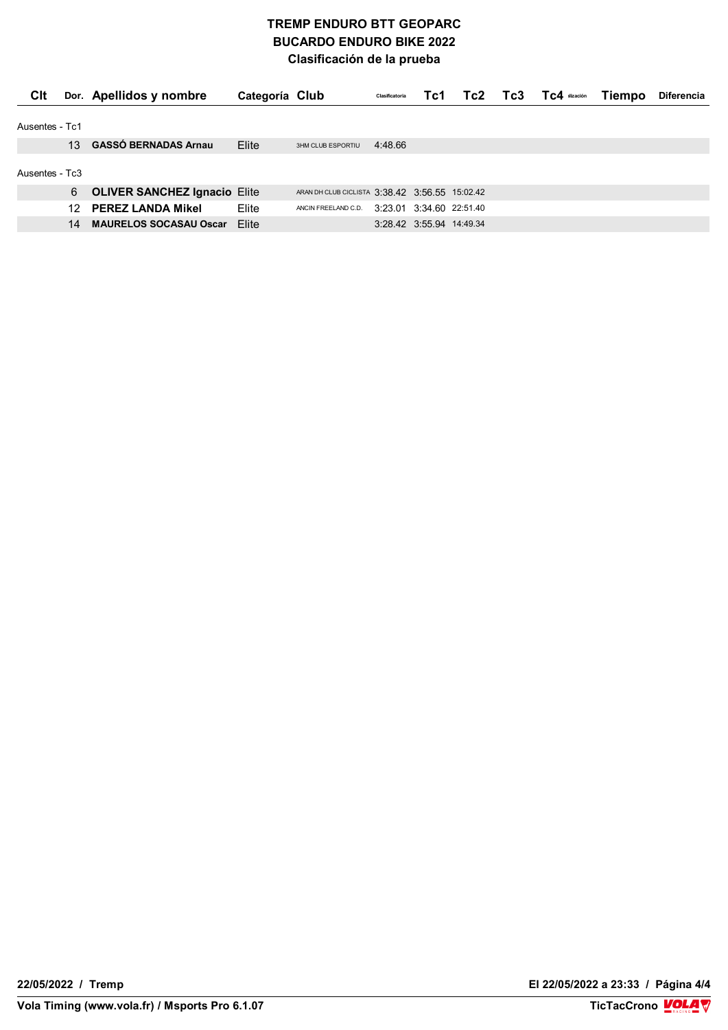# TREMP ENDURO BTT GEOPARC
## BUCARDO ENDURO BIKE 2022
### Clasificación de la prueba

| Clt | Dor. | Apellidos y nombre | Categoría | Club | Clasificatoria | Tc1 | Tc2 | Tc3 | Tc4 | ilización | Tiempo | Diferencia |
|---|---|---|---|---|---|---|---|---|---|---|---|---|
| Ausentes - Tc1 | | | | | | | | | | | | |
| | 13 | **GASSÓ BERNADAS Arnau** | Elite | 3HM CLUB ESPORTIU | 4:48.66 | | | | | | | |
| Ausentes - Tc3 | | | | | | | | | | | | |
| | 6 | **OLIVER SANCHEZ Ignacio** | Elite | ARAN DH CLUB CICLISTA | 3:38.42 | 3:56.55 | 15:02.42 | | | | | |
| | 12 | **PEREZ LANDA Mikel** | Elite | ANCIN FREELAND C.D. | 3:23.01 | 3:34.60 | 22:51.40 | | | | | |
| | 14 | **MAURELOS SOCASAU Oscar** | Elite | | 3:28.42 | 3:55.94 | 14:49.34 | | | | | |

**22/05/2022 / Tremp** **El 22/05/2022 a 23:33**

**Vola Timing (www.vola.fr) / Msports Pro 6.1.07** **TicTacCrono**